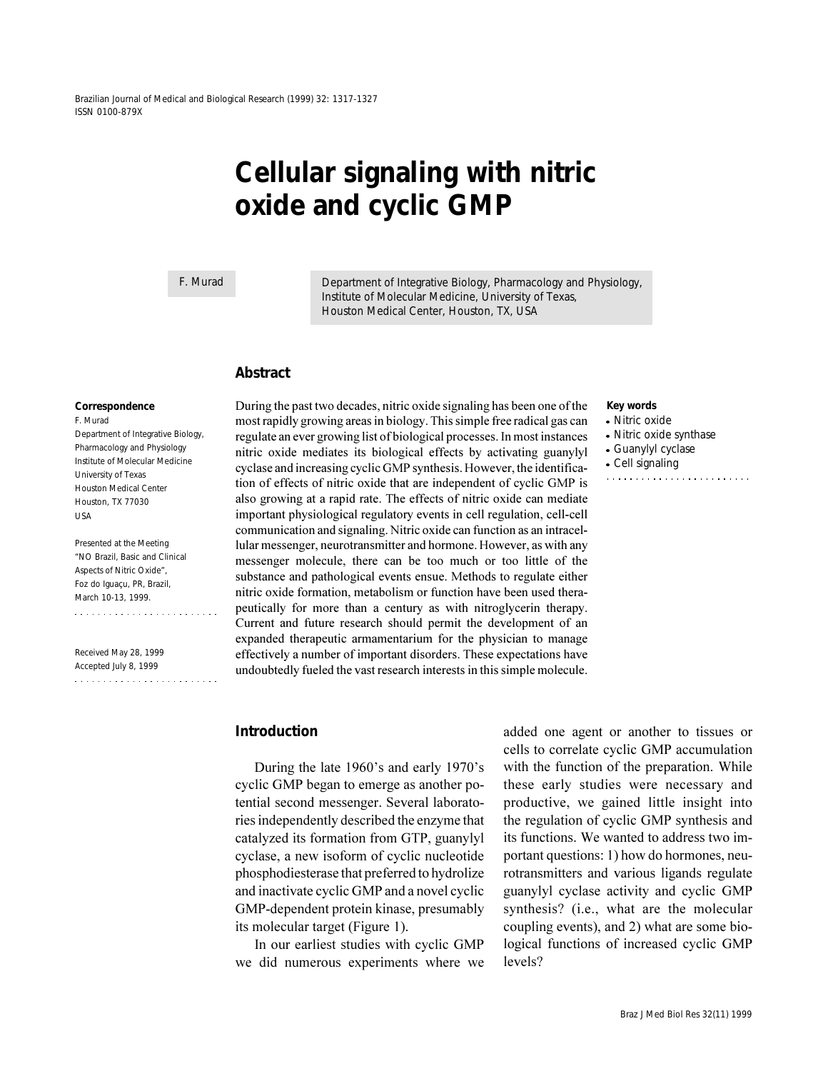# Cellular signaling with nitric oxide and cyclic GMP

F. Murad

Department of Integrative Biology, Pharmacology and Physiology, Institute of Molecular Medicine, University of Texas, Houston Medical Center, Houston, TX, USA

**Correspondence**
F. Murad
Department of Integrative Biology, Pharmacology and Physiology
Institute of Molecular Medicine
University of Texas
Houston Medical Center
Houston, TX 77030
USA

Presented at the Meeting "NO Brazil, Basic and Clinical Aspects of Nitric Oxide", Foz do Iguaçu, PR, Brazil, March 10-13, 1999.

Received May 28, 1999
Accepted July 8, 1999

## Abstract

During the past two decades, nitric oxide signaling has been one of the most rapidly growing areas in biology. This simple free radical gas can regulate an ever growing list of biological processes. In most instances nitric oxide mediates its biological effects by activating guanylyl cyclase and increasing cyclic GMP synthesis. However, the identification of effects of nitric oxide that are independent of cyclic GMP is also growing at a rapid rate. The effects of nitric oxide can mediate important physiological regulatory events in cell regulation, cell-cell communication and signaling. Nitric oxide can function as an intracellular messenger, neurotransmitter and hormone. However, as with any messenger molecule, there can be too much or too little of the substance and pathological events ensue. Methods to regulate either nitric oxide formation, metabolism or function have been used therapeutically for more than a century as with nitroglycerin therapy. Current and future research should permit the development of an expanded therapeutic armamentarium for the physician to manage effectively a number of important disorders. These expectations have undoubtedly fueled the vast research interests in this simple molecule.

**Key words**
- Nitric oxide
- Nitric oxide synthase
- Guanylyl cyclase
- Cell signaling

## Introduction

During the late 1960's and early 1970's cyclic GMP began to emerge as another potential second messenger. Several laboratories independently described the enzyme that catalyzed its formation from GTP, guanylyl cyclase, a new isoform of cyclic nucleotide phosphodiesterase that preferred to hydrolize and inactivate cyclic GMP and a novel cyclic GMP-dependent protein kinase, presumably its molecular target (Figure 1).

In our earliest studies with cyclic GMP we did numerous experiments where we added one agent or another to tissues or cells to correlate cyclic GMP accumulation with the function of the preparation. While these early studies were necessary and productive, we gained little insight into the regulation of cyclic GMP synthesis and its functions. We wanted to address two important questions: 1) how do hormones, neurotransmitters and various ligands regulate guanylyl cyclase activity and cyclic GMP synthesis? (i.e., what are the molecular coupling events), and 2) what are some biological functions of increased cyclic GMP levels?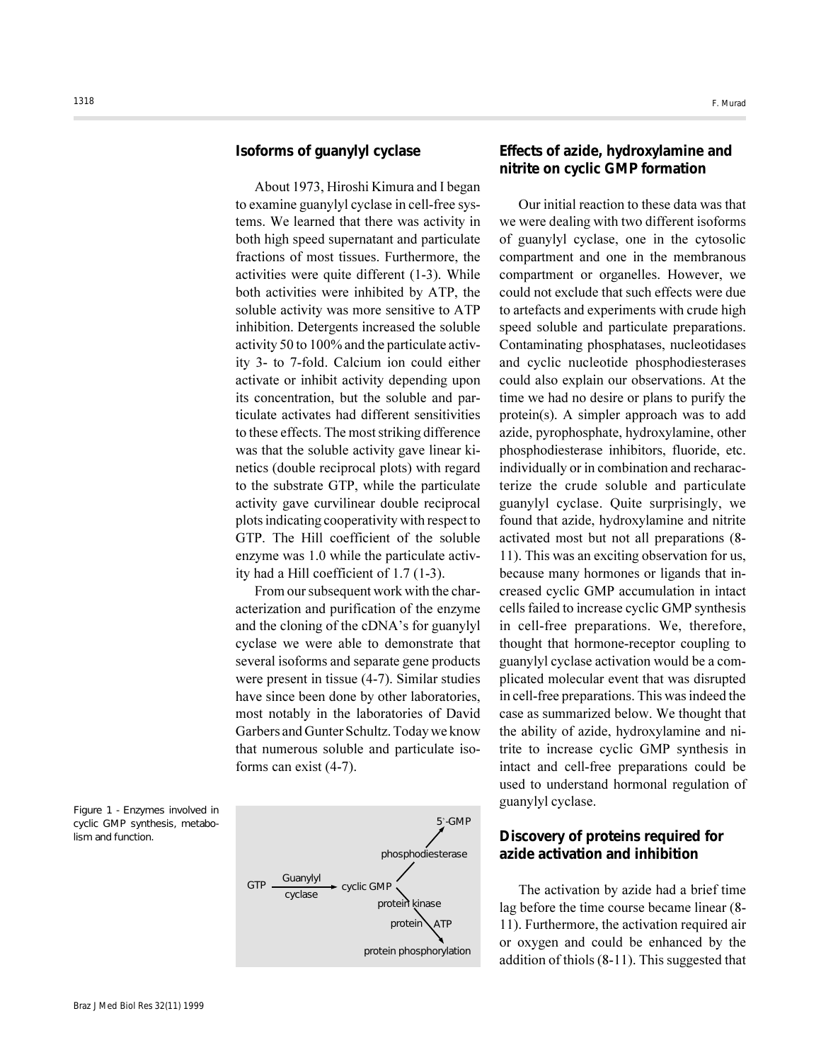## Isoforms of guanylyl cyclase

About 1973, Hiroshi Kimura and I began to examine guanylyl cyclase in cell-free systems. We learned that there was activity in both high speed supernatant and particulate fractions of most tissues. Furthermore, the activities were quite different (1-3). While both activities were inhibited by ATP, the soluble activity was more sensitive to ATP inhibition. Detergents increased the soluble activity 50 to 100% and the particulate activity 3- to 7-fold. Calcium ion could either activate or inhibit activity depending upon its concentration, but the soluble and particulate activates had different sensitivities to these effects. The most striking difference was that the soluble activity gave linear kinetics (double reciprocal plots) with regard to the substrate GTP, while the particulate activity gave curvilinear double reciprocal plots indicating cooperativity with respect to GTP. The Hill coefficient of the soluble enzyme was 1.0 while the particulate activity had a Hill coefficient of 1.7 (1-3).

From our subsequent work with the characterization and purification of the enzyme and the cloning of the cDNA's for guanylyl cyclase we were able to demonstrate that several isoforms and separate gene products were present in tissue (4-7). Similar studies have since been done by other laboratories, most notably in the laboratories of David Garbers and Gunter Schultz. Today we know that numerous soluble and particulate isoforms can exist (4-7).

Figure 1 - Enzymes involved in cyclic GMP synthesis, metabolism and function.

GTP
Guanylyl cyclase
cyclic GMP
phosphodiesterase
5'-GMP
protein kinase
protein
ATP
protein phosphorylation

## Effects of azide, hydroxylamine and nitrite on cyclic GMP formation

Our initial reaction to these data was that we were dealing with two different isoforms of guanylyl cyclase, one in the cytosolic compartment and one in the membranous compartment or organelles. However, we could not exclude that such effects were due to artefacts and experiments with crude high speed soluble and particulate preparations. Contaminating phosphatases, nucleotidases and cyclic nucleotide phosphodiesterases could also explain our observations. At the time we had no desire or plans to purify the protein(s). A simpler approach was to add azide, pyrophosphate, hydroxylamine, other phosphodiesterase inhibitors, fluoride, etc. individually or in combination and recharacterize the crude soluble and particulate guanylyl cyclase. Quite surprisingly, we found that azide, hydroxylamine and nitrite activated most but not all preparations (8-11). This was an exciting observation for us, because many hormones or ligands that increased cyclic GMP accumulation in intact cells failed to increase cyclic GMP synthesis in cell-free preparations. We, therefore, thought that hormone-receptor coupling to guanylyl cyclase activation would be a complicated molecular event that was disrupted in cell-free preparations. This was indeed the case as summarized below. We thought that the ability of azide, hydroxylamine and nitrite to increase cyclic GMP synthesis in intact and cell-free preparations could be used to understand hormonal regulation of guanylyl cyclase.

## Discovery of proteins required for azide activation and inhibition

The activation by azide had a brief time lag before the time course became linear (8-11). Furthermore, the activation required air or oxygen and could be enhanced by the addition of thiols (8-11). This suggested that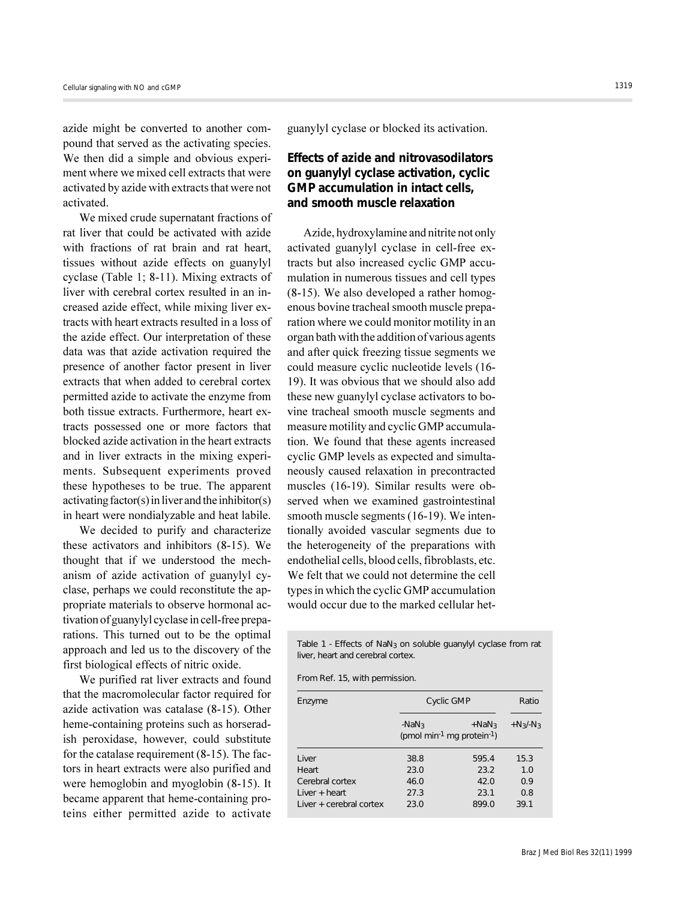azide might be converted to another compound that served as the activating species. We then did a simple and obvious experiment where we mixed cell extracts that were activated by azide with extracts that were not activated.

We mixed crude supernatant fractions of rat liver that could be activated with azide with fractions of rat brain and rat heart, tissues without azide effects on guanylyl cyclase (Table 1; 8-11). Mixing extracts of liver with cerebral cortex resulted in an increased azide effect, while mixing liver extracts with heart extracts resulted in a loss of the azide effect. Our interpretation of these data was that azide activation required the presence of another factor present in liver extracts that when added to cerebral cortex permitted azide to activate the enzyme from both tissue extracts. Furthermore, heart extracts possessed one or more factors that blocked azide activation in the heart extracts and in liver extracts in the mixing experiments. Subsequent experiments proved these hypotheses to be true. The apparent activating factor(s) in liver and the inhibitor(s) in heart were nondialyzable and heat labile.

We decided to purify and characterize these activators and inhibitors (8-15). We thought that if we understood the mechanism of azide activation of guanylyl cyclase, perhaps we could reconstitute the appropriate materials to observe hormonal activation of guanylyl cyclase in cell-free preparations. This turned out to be the optimal approach and led us to the discovery of the first biological effects of nitric oxide.

We purified rat liver extracts and found that the macromolecular factor required for azide activation was catalase (8-15). Other heme-containing proteins such as horseradish peroxidase, however, could substitute for the catalase requirement (8-15). The factors in heart extracts were also purified and were hemoglobin and myoglobin (8-15). It became apparent that heme-containing proteins either permitted azide to activate guanylyl cyclase or blocked its activation.

## Effects of azide and nitrovasodilators on guanylyl cyclase activation, cyclic GMP accumulation in intact cells, and smooth muscle relaxation

Azide, hydroxylamine and nitrite not only activated guanylyl cyclase in cell-free extracts but also increased cyclic GMP accumulation in numerous tissues and cell types (8-15). We also developed a rather homogenous bovine tracheal smooth muscle preparation where we could monitor motility in an organ bath with the addition of various agents and after quick freezing tissue segments we could measure cyclic nucleotide levels (16-19). It was obvious that we should also add these new guanylyl cyclase activators to bovine tracheal smooth muscle segments and measure motility and cyclic GMP accumulation. We found that these agents increased cyclic GMP levels as expected and simultaneously caused relaxation in precontracted muscles (16-19). Similar results were observed when we examined gastrointestinal smooth muscle segments (16-19). We intentionally avoided vascular segments due to the heterogeneity of the preparations with endothelial cells, blood cells, fibroblasts, etc. We felt that we could not determine the cell types in which the cyclic GMP accumulation would occur due to the marked cellular het-

Table 1 - Effects of $NaN_3$ on soluble guanylyl cyclase from rat liver, heart and cerebral cortex.

From Ref. 15, with permission.

| Enzyme | Cyclic GMP | | Ratio |
|---|---|---|---|
| | $-NaN_3$ | $+NaN_3$ | $+N_3/-N_3$ |
| | (pmol $min^{-1}$ mg $protein^{-1}$) | | |
| Liver | 38.8 | 595.4 | 15.3 |
| Heart | 23.0 | 23.2 | 1.0 |
| Cerebral cortex | 46.0 | 42.0 | 0.9 |
| Liver + heart | 27.3 | 23.1 | 0.8 |
| Liver + cerebral cortex | 23.0 | 899.0 | 39.1 |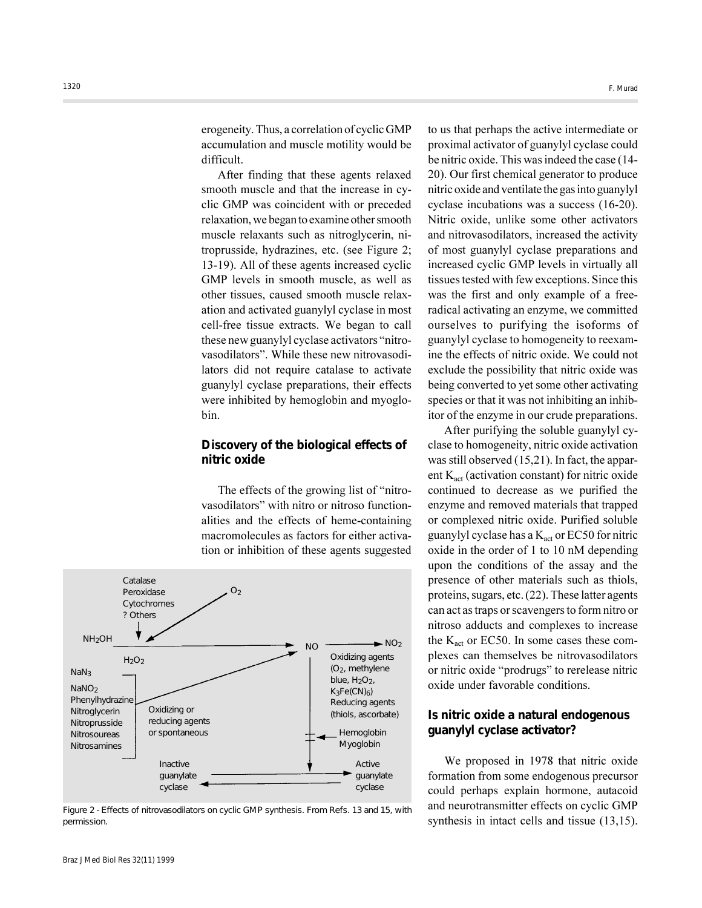erogeneity. Thus, a correlation of cyclic GMP accumulation and muscle motility would be difficult.

After finding that these agents relaxed smooth muscle and that the increase in cyclic GMP was coincident with or preceded relaxation, we began to examine other smooth muscle relaxants such as nitroglycerin, nitroprusside, hydrazines, etc. (see Figure 2; 13-19). All of these agents increased cyclic GMP levels in smooth muscle, as well as other tissues, caused smooth muscle relaxation and activated guanylyl cyclase in most cell-free tissue extracts. We began to call these new guanylyl cyclase activators "nitrovasodilators". While these new nitrovasodilators did not require catalase to activate guanylyl cyclase preparations, their effects were inhibited by hemoglobin and myoglobin.

## Discovery of the biological effects of nitric oxide

The effects of the growing list of "nitrovasodilators" with nitro or nitroso functionalities and the effects of heme-containing macromolecules as factors for either activation or inhibition of these agents suggested to us that perhaps the active intermediate or proximal activator of guanylyl cyclase could be nitric oxide. This was indeed the case (14-20). Our first chemical generator to produce nitric oxide and ventilate the gas into guanylyl cyclase incubations was a success (16-20). Nitric oxide, unlike some other activators and nitrovasodilators, increased the activity of most guanylyl cyclase preparations and increased cyclic GMP levels in virtually all tissues tested with few exceptions. Since this was the first and only example of a free-radical activating an enzyme, we committed ourselves to purifying the isoforms of guanylyl cyclase to homogeneity to reexamine the effects of nitric oxide. We could not exclude the possibility that nitric oxide was being converted to yet some other activating species or that it was not inhibiting an inhibitor of the enzyme in our crude preparations.

After purifying the soluble guanylyl cyclase to homogeneity, nitric oxide activation was still observed (15,21). In fact, the apparent $K_{act}$ (activation constant) for nitric oxide continued to decrease as we purified the enzyme and removed materials that trapped or complexed nitric oxide. Purified soluble guanylyl cyclase has a $K_{act}$ or EC50 for nitric oxide in the order of 1 to 10 nM depending upon the conditions of the assay and the presence of other materials such as thiols, proteins, sugars, etc. (22). These latter agents can act as traps or scavengers to form nitro or nitroso adducts and complexes to increase the $K_{act}$ or EC50. In some cases these complexes can themselves be nitrovasodilators or nitric oxide "prodrugs" to rerelease nitric oxide under favorable conditions.

Catalase
Peroxidase
Cytochromes
? Others
$O_2$
$NH_2OH$
$H_2O_2$
NO
$NO_2$
$NaN_3$
$NaNO_2$
Phenylhydrazine
Nitroglycerin
Nitroprusside
Nitrosoureas
Nitrosamines
Oxidizing or reducing agents or spontaneous
Oxidizing agents ($O_2$, methylene blue, $H_2O_2$, $K_3Fe(CN)_6$)
Reducing agents (thiols, ascorbate)
Hemoglobin
Myoglobin
Inactive guanylate cyclase
Active guanylate cyclase

Figure 2 - Effects of nitrovasodilators on cyclic GMP synthesis. From Refs. 13 and 15, with permission.

## Is nitric oxide a natural endogenous guanylyl cyclase activator?

We proposed in 1978 that nitric oxide formation from some endogenous precursor could perhaps explain hormone, autacoid and neurotransmitter effects on cyclic GMP synthesis in intact cells and tissue (13,15).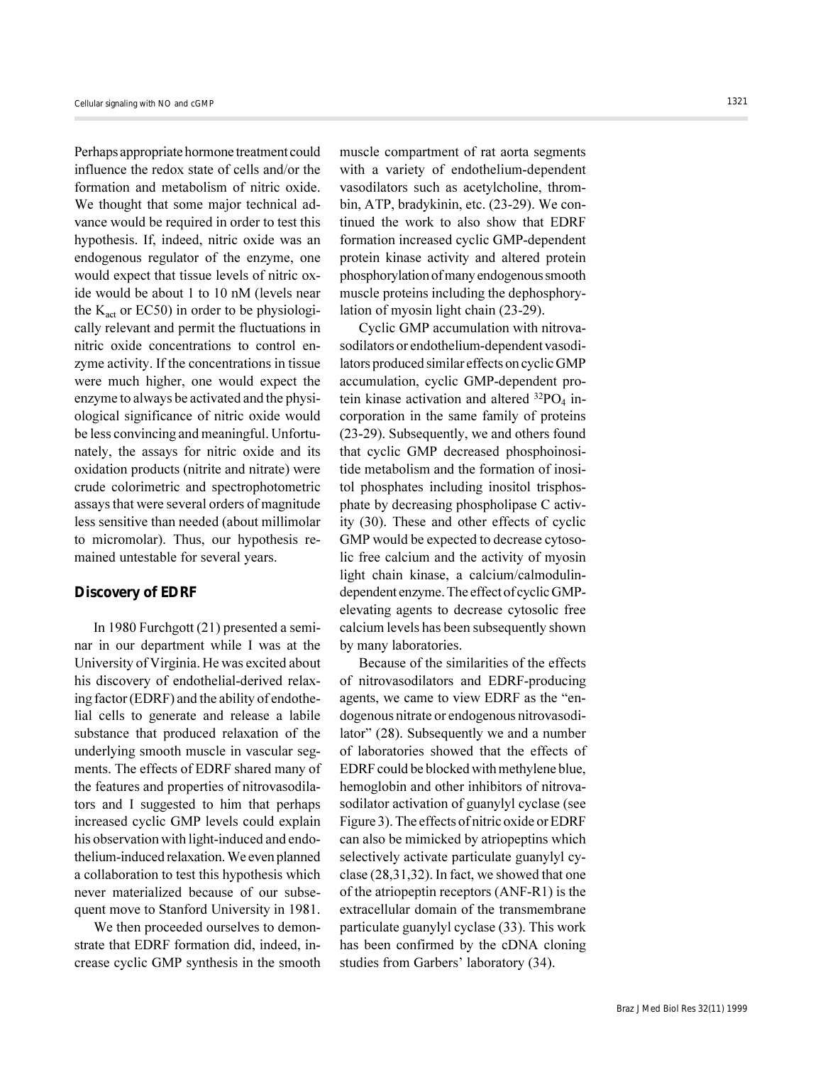Perhaps appropriate hormone treatment could influence the redox state of cells and/or the formation and metabolism of nitric oxide. We thought that some major technical advance would be required in order to test this hypothesis. If, indeed, nitric oxide was an endogenous regulator of the enzyme, one would expect that tissue levels of nitric oxide would be about 1 to 10 nM (levels near the $K_{act}$ or EC50) in order to be physiologically relevant and permit the fluctuations in nitric oxide concentrations to control enzyme activity. If the concentrations in tissue were much higher, one would expect the enzyme to always be activated and the physiological significance of nitric oxide would be less convincing and meaningful. Unfortunately, the assays for nitric oxide and its oxidation products (nitrite and nitrate) were crude colorimetric and spectrophotometric assays that were several orders of magnitude less sensitive than needed (about millimolar to micromolar). Thus, our hypothesis remained untestable for several years.

## Discovery of EDRF

In 1980 Furchgott (21) presented a seminar in our department while I was at the University of Virginia. He was excited about his discovery of endothelial-derived relaxing factor (EDRF) and the ability of endothelial cells to generate and release a labile substance that produced relaxation of the underlying smooth muscle in vascular segments. The effects of EDRF shared many of the features and properties of nitrovasodilators and I suggested to him that perhaps increased cyclic GMP levels could explain his observation with light-induced and endothelium-induced relaxation. We even planned a collaboration to test this hypothesis which never materialized because of our subsequent move to Stanford University in 1981.

We then proceeded ourselves to demonstrate that EDRF formation did, indeed, increase cyclic GMP synthesis in the smooth muscle compartment of rat aorta segments with a variety of endothelium-dependent vasodilators such as acetylcholine, thrombin, ATP, bradykinin, etc. (23-29). We continued the work to also show that EDRF formation increased cyclic GMP-dependent protein kinase activity and altered protein phosphorylation of many endogenous smooth muscle proteins including the dephosphorylation of myosin light chain (23-29).

Cyclic GMP accumulation with nitrovasodilators or endothelium-dependent vasodilators produced similar effects on cyclic GMP accumulation, cyclic GMP-dependent protein kinase activation and altered $^{32}PO_4$ incorporation in the same family of proteins (23-29). Subsequently, we and others found that cyclic GMP decreased phosphoinositide metabolism and the formation of inositol phosphates including inositol trisphosphate by decreasing phospholipase C activity (30). These and other effects of cyclic GMP would be expected to decrease cytosolic free calcium and the activity of myosin light chain kinase, a calcium/calmodulin-dependent enzyme. The effect of cyclic GMP-elevating agents to decrease cytosolic free calcium levels has been subsequently shown by many laboratories.

Because of the similarities of the effects of nitrovasodilators and EDRF-producing agents, we came to view EDRF as the "endogenous nitrate or endogenous nitrovasodilator" (28). Subsequently we and a number of laboratories showed that the effects of EDRF could be blocked with methylene blue, hemoglobin and other inhibitors of nitrovasodilator activation of guanylyl cyclase (see Figure 3). The effects of nitric oxide or EDRF can also be mimicked by atriopeptins which selectively activate particulate guanylyl cyclase (28,31,32). In fact, we showed that one of the atriopeptin receptors (ANF-R1) is the extracellular domain of the transmembrane particulate guanylyl cyclase (33). This work has been confirmed by the cDNA cloning studies from Garbers' laboratory (34).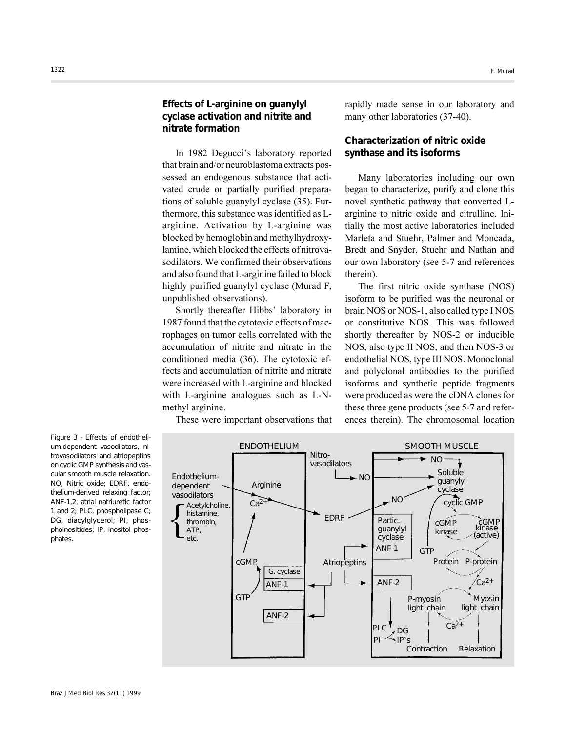## Effects of L-arginine on guanylyl cyclase activation and nitrite and nitrate formation

In 1982 Degucci's laboratory reported that brain and/or neuroblastoma extracts possessed an endogenous substance that activated crude or partially purified preparations of soluble guanylyl cyclase (35). Furthermore, this substance was identified as L-arginine. Activation by L-arginine was blocked by hemoglobin and methylhydroxylamine, which blocked the effects of nitrovasodilators. We confirmed their observations and also found that L-arginine failed to block highly purified guanylyl cyclase (Murad F, unpublished observations).

Shortly thereafter Hibbs' laboratory in 1987 found that the cytotoxic effects of macrophages on tumor cells correlated with the accumulation of nitrite and nitrate in the conditioned media (36). The cytotoxic effects and accumulation of nitrite and nitrate were increased with L-arginine and blocked with L-arginine analogues such as L-N-methyl arginine.

These were important observations that rapidly made sense in our laboratory and many other laboratories (37-40).

## Characterization of nitric oxide synthase and its isoforms

Many laboratories including our own began to characterize, purify and clone this novel synthetic pathway that converted L-arginine to nitric oxide and citrulline. Initially the most active laboratories included Marleta and Stuehr, Palmer and Moncada, Bredt and Snyder, Stuehr and Nathan and our own laboratory (see 5-7 and references therein).

The first nitric oxide synthase (NOS) isoform to be purified was the neuronal or brain NOS or NOS-1, also called type I NOS or constitutive NOS. This was followed shortly thereafter by NOS-2 or inducible NOS, also type II NOS, and then NOS-3 or endothelial NOS, type III NOS. Monoclonal and polyclonal antibodies to the purified isoforms and synthetic peptide fragments were produced as were the cDNA clones for these three gene products (see 5-7 and references therein). The chromosomal location

Figure 3 - Effects of endothelium-dependent vasodilators, nitrovasodilators and atriopeptins on cyclic GMP synthesis and vascular smooth muscle relaxation. NO, Nitric oxide; EDRF, endothelium-derived relaxing factor; ANF-1,2, atrial natriuretic factor 1 and 2; PLC, phospholipase C; DG, diacylglycerol; PI, phosphoinositides; IP, inositol phosphates.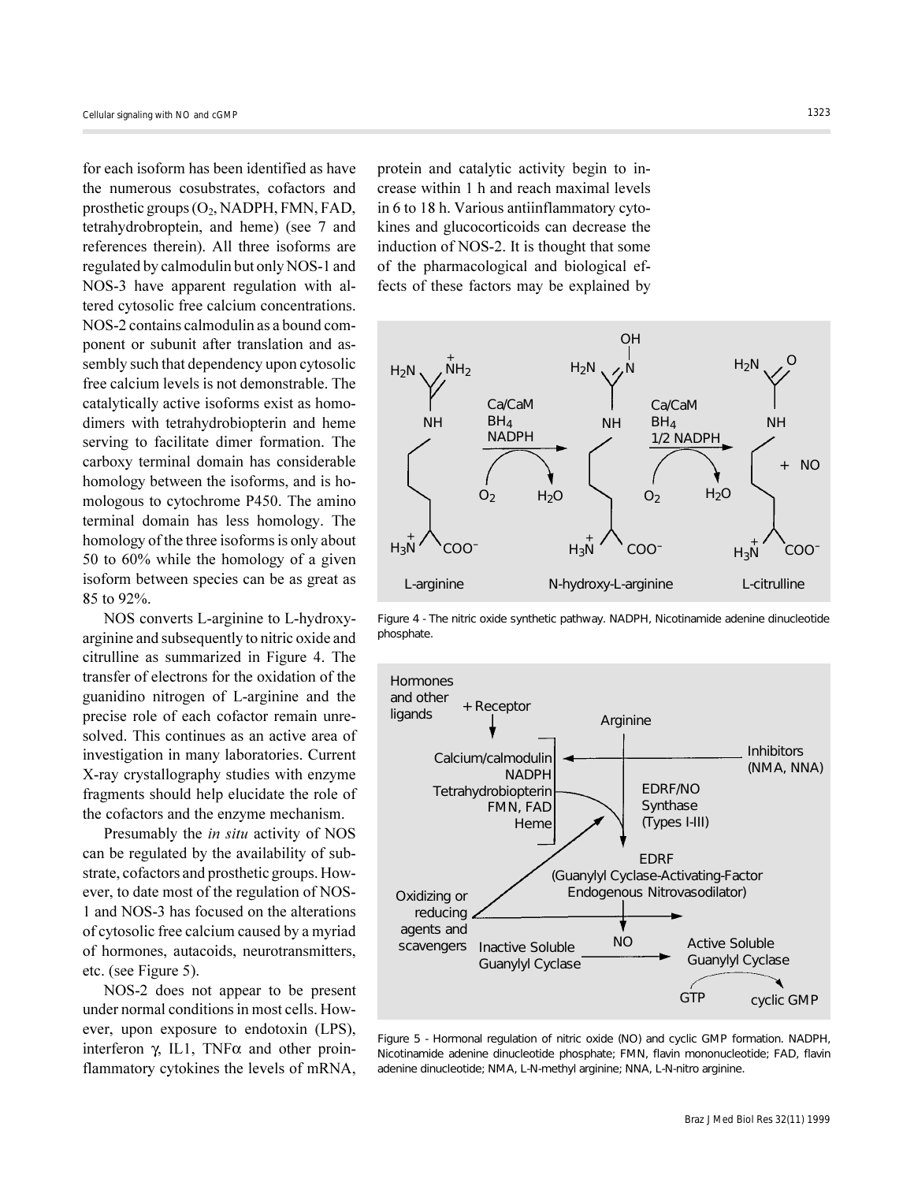for each isoform has been identified as have the numerous cosubstrates, cofactors and prosthetic groups ($O_2$, NADPH, FMN, FAD, tetrahydrobroptein, and heme) (see 7 and references therein). All three isoforms are regulated by calmodulin but only NOS-1 and NOS-3 have apparent regulation with altered cytosolic free calcium concentrations. NOS-2 contains calmodulin as a bound component or subunit after translation and assembly such that dependency upon cytosolic free calcium levels is not demonstrable. The catalytically active isoforms exist as homodimers with tetrahydrobiopterin and heme serving to facilitate dimer formation. The carboxy terminal domain has considerable homology between the isoforms, and is homologous to cytochrome P450. The amino terminal domain has less homology. The homology of the three isoforms is only about 50 to 60% while the homology of a given isoform between species can be as great as 85 to 92%.

NOS converts L-arginine to L-hydroxyarginine and subsequently to nitric oxide and citrulline as summarized in Figure 4. The transfer of electrons for the oxidation of the guanidino nitrogen of L-arginine and the precise role of each cofactor remain unresolved. This continues as an active area of investigation in many laboratories. Current X-ray crystallography studies with enzyme fragments should help elucidate the role of the cofactors and the enzyme mechanism.

Presumably the *in situ* activity of NOS can be regulated by the availability of substrate, cofactors and prosthetic groups. However, to date most of the regulation of NOS-1 and NOS-3 has focused on the alterations of cytosolic free calcium caused by a myriad of hormones, autacoids, neurotransmitters, etc. (see Figure 5).

NOS-2 does not appear to be present under normal conditions in most cells. However, upon exposure to endotoxin (LPS), interferon γ, IL1, TNFα and other proinflammatory cytokines the levels of mRNA, protein and catalytic activity begin to increase within 1 h and reach maximal levels in 6 to 18 h. Various antiinflammatory cytokines and glucocorticoids can decrease the induction of NOS-2. It is thought that some of the pharmacological and biological effects of these factors may be explained by

Figure 4 - The nitric oxide synthetic pathway. NADPH, Nicotinamide adenine dinucleotide phosphate.

Figure 5 - Hormonal regulation of nitric oxide (NO) and cyclic GMP formation. NADPH, Nicotinamide adenine dinucleotide phosphate; FMN, flavin mononucleotide; FAD, flavin adenine dinucleotide; NMA, L-N-methyl arginine; NNA, L-N-nitro arginine.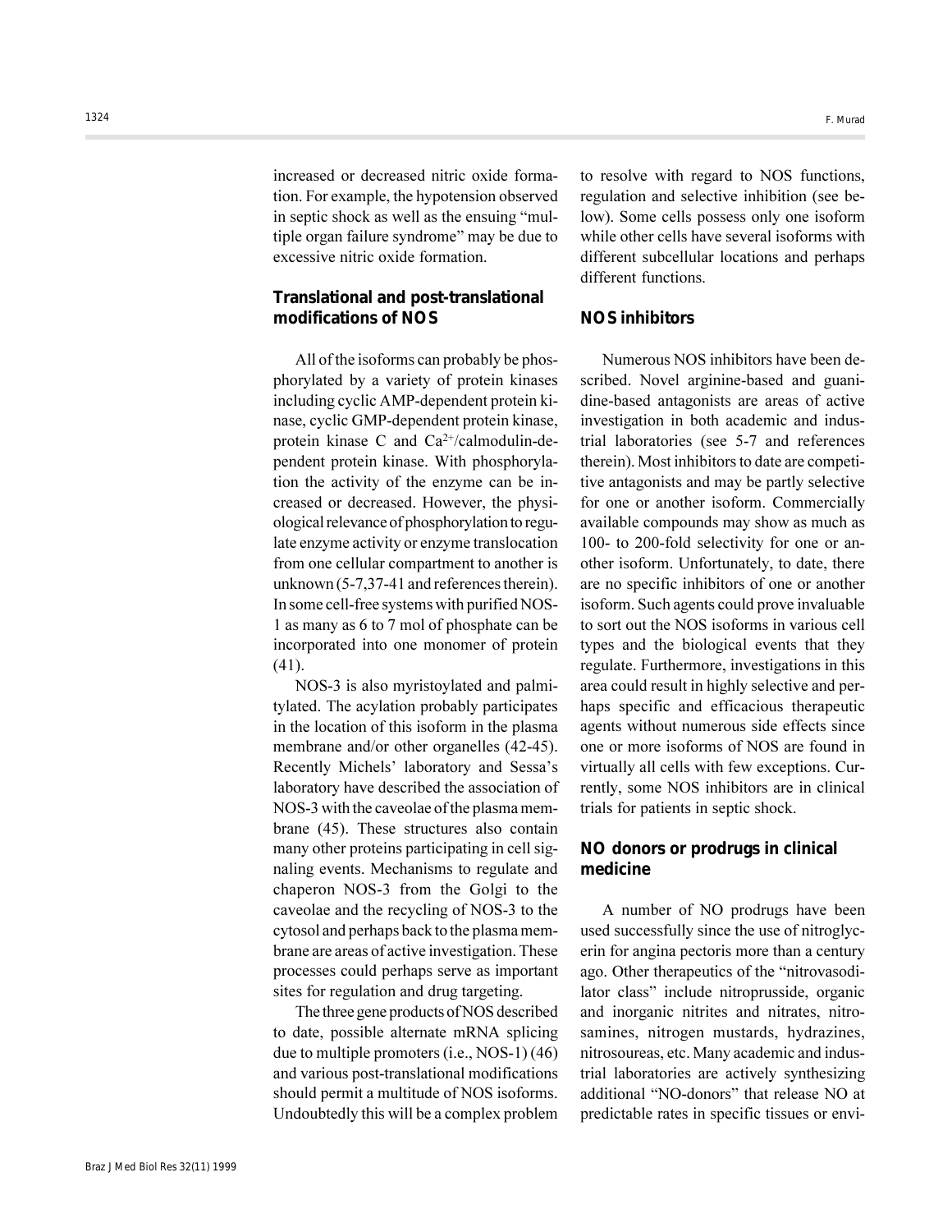increased or decreased nitric oxide formation. For example, the hypotension observed in septic shock as well as the ensuing "multiple organ failure syndrome" may be due to excessive nitric oxide formation.

## Translational and post-translational modifications of NOS

All of the isoforms can probably be phosphorylated by a variety of protein kinases including cyclic AMP-dependent protein kinase, cyclic GMP-dependent protein kinase, protein kinase C and $Ca^{2+}$/calmodulin-dependent protein kinase. With phosphorylation the activity of the enzyme can be increased or decreased. However, the physiological relevance of phosphorylation to regulate enzyme activity or enzyme translocation from one cellular compartment to another is unknown (5-7,37-41 and references therein). In some cell-free systems with purified NOS-1 as many as 6 to 7 mol of phosphate can be incorporated into one monomer of protein (41).

NOS-3 is also myristoylated and palmitylated. The acylation probably participates in the location of this isoform in the plasma membrane and/or other organelles (42-45). Recently Michels' laboratory and Sessa's laboratory have described the association of NOS-3 with the caveolae of the plasma membrane (45). These structures also contain many other proteins participating in cell signaling events. Mechanisms to regulate and chaperon NOS-3 from the Golgi to the caveolae and the recycling of NOS-3 to the cytosol and perhaps back to the plasma membrane are areas of active investigation. These processes could perhaps serve as important sites for regulation and drug targeting.

The three gene products of NOS described to date, possible alternate mRNA splicing due to multiple promoters (i.e., NOS-1) (46) and various post-translational modifications should permit a multitude of NOS isoforms. Undoubtedly this will be a complex problem to resolve with regard to NOS functions, regulation and selective inhibition (see below). Some cells possess only one isoform while other cells have several isoforms with different subcellular locations and perhaps different functions.

## NOS inhibitors

Numerous NOS inhibitors have been described. Novel arginine-based and guanidine-based antagonists are areas of active investigation in both academic and industrial laboratories (see 5-7 and references therein). Most inhibitors to date are competitive antagonists and may be partly selective for one or another isoform. Commercially available compounds may show as much as 100- to 200-fold selectivity for one or another isoform. Unfortunately, to date, there are no specific inhibitors of one or another isoform. Such agents could prove invaluable to sort out the NOS isoforms in various cell types and the biological events that they regulate. Furthermore, investigations in this area could result in highly selective and perhaps specific and efficacious therapeutic agents without numerous side effects since one or more isoforms of NOS are found in virtually all cells with few exceptions. Currently, some NOS inhibitors are in clinical trials for patients in septic shock.

## NO donors or prodrugs in clinical medicine

A number of NO prodrugs have been used successfully since the use of nitroglycerin for angina pectoris more than a century ago. Other therapeutics of the "nitrovasodilator class" include nitroprusside, organic and inorganic nitrites and nitrates, nitrosamines, nitrogen mustards, hydrazines, nitrosoureas, etc. Many academic and industrial laboratories are actively synthesizing additional "NO-donors" that release NO at predictable rates in specific tissues or envi-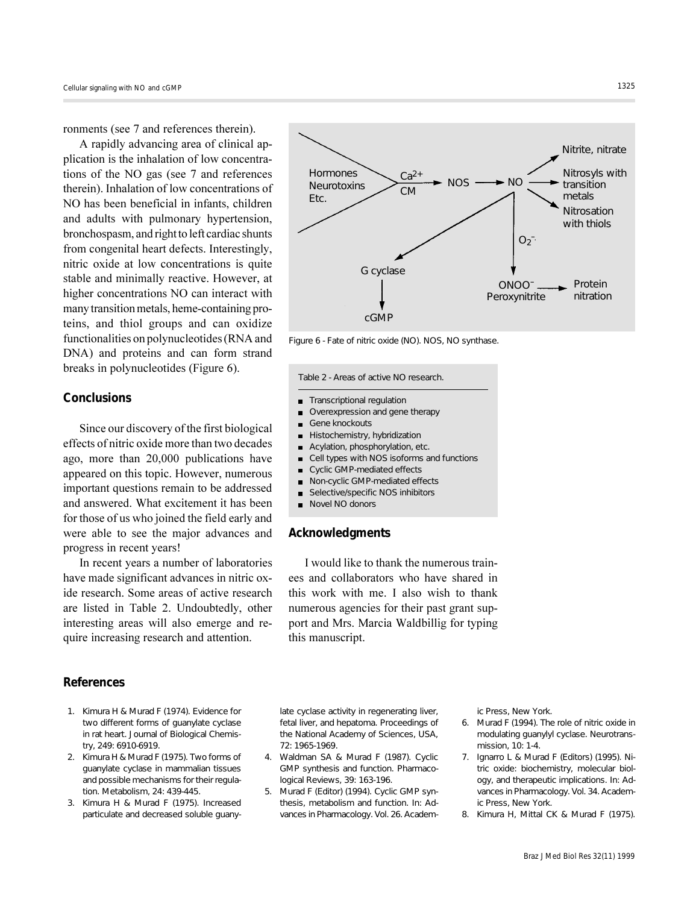ronments (see 7 and references therein).

A rapidly advancing area of clinical application is the inhalation of low concentrations of the NO gas (see 7 and references therein). Inhalation of low concentrations of NO has been beneficial in infants, children and adults with pulmonary hypertension, bronchospasm, and right to left cardiac shunts from congenital heart defects. Interestingly, nitric oxide at low concentrations is quite stable and minimally reactive. However, at higher concentrations NO can interact with many transition metals, heme-containing proteins, and thiol groups and can oxidize functionalities on polynucleotides (RNA and DNA) and proteins and can form strand breaks in polynucleotides (Figure 6).

Figure 6 - Fate of nitric oxide (NO). NOS, NO synthase.

## Conclusions

Since our discovery of the first biological effects of nitric oxide more than two decades ago, more than 20,000 publications have appeared on this topic. However, numerous important questions remain to be addressed and answered. What excitement it has been for those of us who joined the field early and were able to see the major advances and progress in recent years!

In recent years a number of laboratories have made significant advances in nitric oxide research. Some areas of active research are listed in Table 2. Undoubtedly, other interesting areas will also emerge and require increasing research and attention.

Table 2 - Areas of active NO research.

- Transcriptional regulation
- Overexpression and gene therapy
- Gene knockouts
- Histochemistry, hybridization
- Acylation, phosphorylation, etc.
- Cell types with NOS isoforms and functions
- Cyclic GMP-mediated effects
- Non-cyclic GMP-mediated effects
- Selective/specific NOS inhibitors
- Novel NO donors

## Acknowledgments

I would like to thank the numerous trainees and collaborators who have shared in this work with me. I also wish to thank numerous agencies for their past grant support and Mrs. Marcia Waldbillig for typing this manuscript.

## References

1. Kimura H & Murad F (1974). Evidence for two different forms of guanylate cyclase in rat heart. Journal of Biological Chemistry, 249: 6910-6919.
2. Kimura H & Murad F (1975). Two forms of guanylate cyclase in mammalian tissues and possible mechanisms for their regulation. Metabolism, 24: 439-445.
3. Kimura H & Murad F (1975). Increased particulate and decreased soluble guanylate cyclase activity in regenerating liver, fetal liver, and hepatoma. Proceedings of the National Academy of Sciences, USA, 72: 1965-1969.
4. Waldman SA & Murad F (1987). Cyclic GMP synthesis and function. Pharmacological Reviews, 39: 163-196.
5. Murad F (Editor) (1994). Cyclic GMP synthesis, metabolism and function. In: Advances in Pharmacology. Vol. 26. Academic Press, New York.
6. Murad F (1994). The role of nitric oxide in modulating guanylyl cyclase. Neurotransmission, 10: 1-4.
7. Ignarro L & Murad F (Editors) (1995). Nitric oxide: biochemistry, molecular biology, and therapeutic implications. In: Advances in Pharmacology. Vol. 34. Academic Press, New York.
8. Kimura H, Mittal CK & Murad F (1975).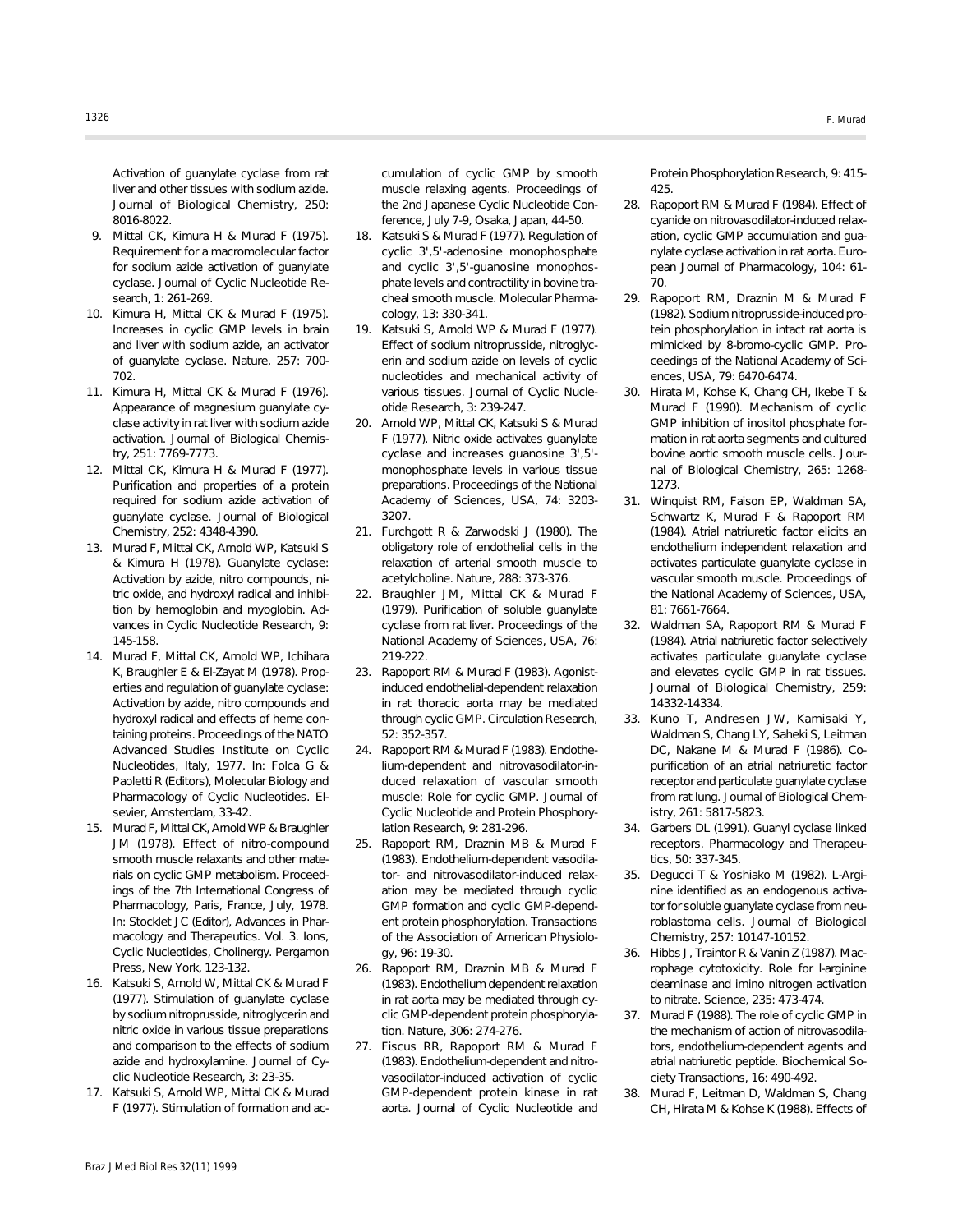Activation of guanylate cyclase from rat liver and other tissues with sodium azide. Journal of Biological Chemistry, 250: 8016-8022.

9. Mittal CK, Kimura H & Murad F (1975). Requirement for a macromolecular factor for sodium azide activation of guanylate cyclase. Journal of Cyclic Nucleotide Research, 1: 261-269.
10. Kimura H, Mittal CK & Murad F (1975). Increases in cyclic GMP levels in brain and liver with sodium azide, an activator of guanylate cyclase. Nature, 257: 700-702.
11. Kimura H, Mittal CK & Murad F (1976). Appearance of magnesium guanylate cyclase activity in rat liver with sodium azide activation. Journal of Biological Chemistry, 251: 7769-7773.
12. Mittal CK, Kimura H & Murad F (1977). Purification and properties of a protein required for sodium azide activation of guanylate cyclase. Journal of Biological Chemistry, 252: 4348-4390.
13. Murad F, Mittal CK, Arnold WP, Katsuki S & Kimura H (1978). Guanylate cyclase: Activation by azide, nitro compounds, nitric oxide, and hydroxyl radical and inhibition by hemoglobin and myoglobin. Advances in Cyclic Nucleotide Research, 9: 145-158.
14. Murad F, Mittal CK, Arnold WP, Ichihara K, Braughler E & El-Zayat M (1978). Properties and regulation of guanylate cyclase: Activation by azide, nitro compounds and hydroxyl radical and effects of heme containing proteins. Proceedings of the NATO Advanced Studies Institute on Cyclic Nucleotides, Italy, 1977. In: Folca G & Paoletti R (Editors), Molecular Biology and Pharmacology of Cyclic Nucleotides. Elsevier, Amsterdam, 33-42.
15. Murad F, Mittal CK, Arnold WP & Braughler JM (1978). Effect of nitro-compound smooth muscle relaxants and other materials on cyclic GMP metabolism. Proceedings of the 7th International Congress of Pharmacology, Paris, France, July, 1978. In: Stocklet JC (Editor), Advances in Pharmacology and Therapeutics. Vol. 3. Ions, Cyclic Nucleotides, Cholinergy. Pergamon Press, New York, 123-132.
16. Katsuki S, Arnold W, Mittal CK & Murad F (1977). Stimulation of guanylate cyclase by sodium nitroprusside, nitroglycerin and nitric oxide in various tissue preparations and comparison to the effects of sodium azide and hydroxylamine. Journal of Cyclic Nucleotide Research, 3: 23-35.
17. Katsuki S, Arnold WP, Mittal CK & Murad F (1977). Stimulation of formation and accumulation of cyclic GMP by smooth muscle relaxing agents. Proceedings of the 2nd Japanese Cyclic Nucleotide Conference, July 7-9, Osaka, Japan, 44-50.
18. Katsuki S & Murad F (1977). Regulation of cyclic 3',5'-adenosine monophosphate and cyclic 3',5'-guanosine monophosphate levels and contractility in bovine tracheal smooth muscle. Molecular Pharmacology, 13: 330-341.
19. Katsuki S, Arnold WP & Murad F (1977). Effect of sodium nitroprusside, nitroglycerin and sodium azide on levels of cyclic nucleotides and mechanical activity of various tissues. Journal of Cyclic Nucleotide Research, 3: 239-247.
20. Arnold WP, Mittal CK, Katsuki S & Murad F (1977). Nitric oxide activates guanylate cyclase and increases guanosine 3',5'-monophosphate levels in various tissue preparations. Proceedings of the National Academy of Sciences, USA, 74: 3203-3207.
21. Furchgott R & Zarwodski J (1980). The obligatory role of endothelial cells in the relaxation of arterial smooth muscle to acetylcholine. Nature, 288: 373-376.
22. Braughler JM, Mittal CK & Murad F (1979). Purification of soluble guanylate cyclase from rat liver. Proceedings of the National Academy of Sciences, USA, 76: 219-222.
23. Rapoport RM & Murad F (1983). Agonist-induced endothelial-dependent relaxation in rat thoracic aorta may be mediated through cyclic GMP. Circulation Research, 52: 352-357.
24. Rapoport RM & Murad F (1983). Endothelium-dependent and nitrovasodilator-induced relaxation of vascular smooth muscle: Role for cyclic GMP. Journal of Cyclic Nucleotide and Protein Phosphorylation Research, 9: 281-296.
25. Rapoport RM, Draznin MB & Murad F (1983). Endothelium-dependent vasodilator- and nitrovasodilator-induced relaxation may be mediated through cyclic GMP formation and cyclic GMP-dependent protein phosphorylation. Transactions of the Association of American Physiology, 96: 19-30.
26. Rapoport RM, Draznin MB & Murad F (1983). Endothelium dependent relaxation in rat aorta may be mediated through cyclic GMP-dependent protein phosphorylation. Nature, 306: 274-276.
27. Fiscus RR, Rapoport RM & Murad F (1983). Endothelium-dependent and nitrovasodilator-induced activation of cyclic GMP-dependent protein kinase in rat aorta. Journal of Cyclic Nucleotide and Protein Phosphorylation Research, 9: 415-425.
28. Rapoport RM & Murad F (1984). Effect of cyanide on nitrovasodilator-induced relaxation, cyclic GMP accumulation and guanylate cyclase activation in rat aorta. European Journal of Pharmacology, 104: 61-70.
29. Rapoport RM, Draznin M & Murad F (1982). Sodium nitroprusside-induced protein phosphorylation in intact rat aorta is mimicked by 8-bromo-cyclic GMP. Proceedings of the National Academy of Sciences, USA, 79: 6470-6474.
30. Hirata M, Kohse K, Chang CH, Ikebe T & Murad F (1990). Mechanism of cyclic GMP inhibition of inositol phosphate formation in rat aorta segments and cultured bovine aortic smooth muscle cells. Journal of Biological Chemistry, 265: 1268-1273.
31. Winquist RM, Faison EP, Waldman SA, Schwartz K, Murad F & Rapoport RM (1984). Atrial natriuretic factor elicits an endothelium independent relaxation and activates particulate guanylate cyclase in vascular smooth muscle. Proceedings of the National Academy of Sciences, USA, 81: 7661-7664.
32. Waldman SA, Rapoport RM & Murad F (1984). Atrial natriuretic factor selectively activates particulate guanylate cyclase and elevates cyclic GMP in rat tissues. Journal of Biological Chemistry, 259: 14332-14334.
33. Kuno T, Andresen JW, Kamisaki Y, Waldman S, Chang LY, Saheki S, Leitman DC, Nakane M & Murad F (1986). Copurification of an atrial natriuretic factor receptor and particulate guanylate cyclase from rat lung. Journal of Biological Chemistry, 261: 5817-5823.
34. Garbers DL (1991). Guanyl cyclase linked receptors. Pharmacology and Therapeutics, 50: 337-345.
35. Degucci T & Yoshiako M (1982). L-Arginine identified as an endogenous activator for soluble guanylate cyclase from neuroblastoma cells. Journal of Biological Chemistry, 257: 10147-10152.
36. Hibbs J, Traintor R & Vanin Z (1987). Macrophage cytotoxicity. Role for l-arginine deaminase and imino nitrogen activation to nitrate. Science, 235: 473-474.
37. Murad F (1988). The role of cyclic GMP in the mechanism of action of nitrovasodilators, endothelium-dependent agents and atrial natriuretic peptide. Biochemical Society Transactions, 16: 490-492.
38. Murad F, Leitman D, Waldman S, Chang CH, Hirata M & Kohse K (1988). Effects of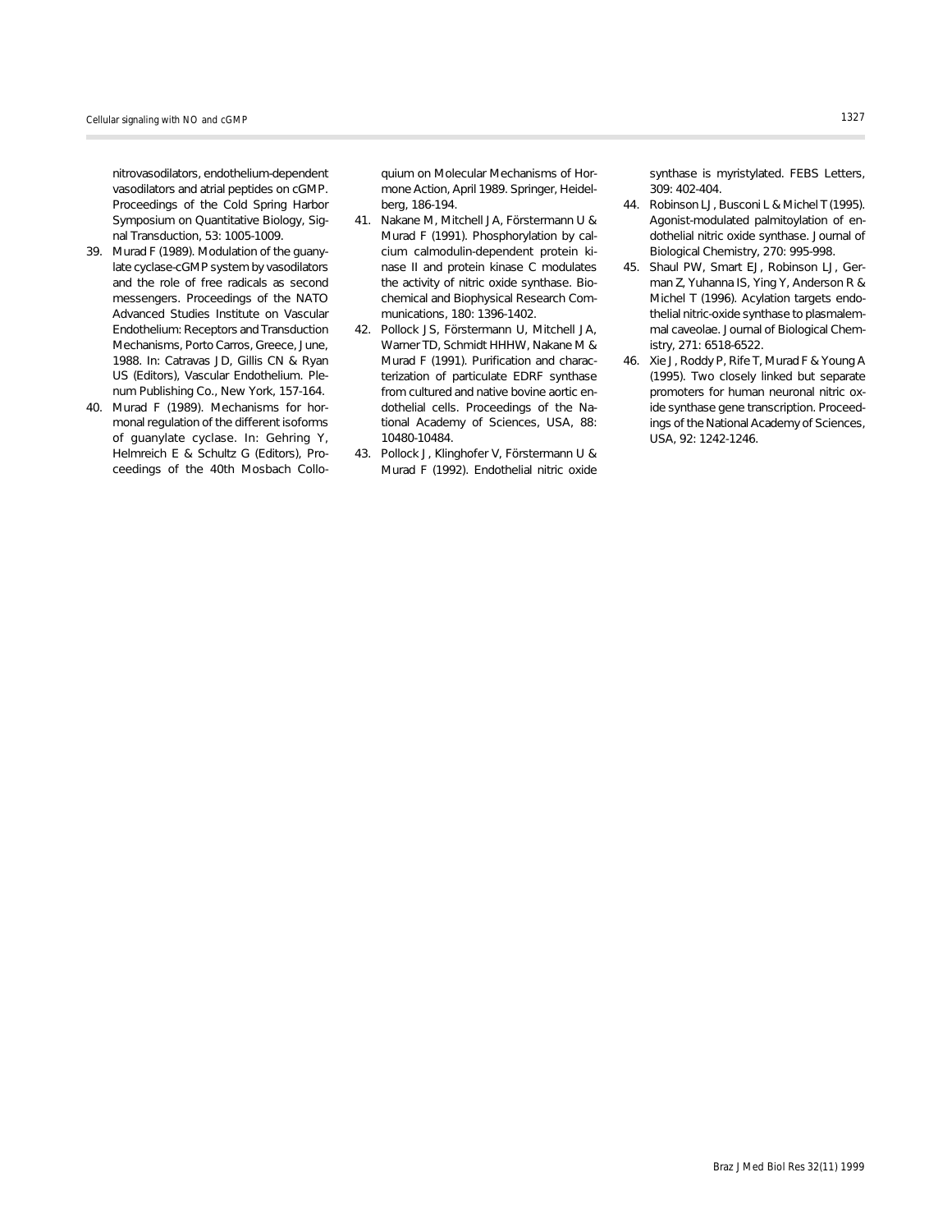nitrovasodilators, endothelium-dependent vasodilators and atrial peptides on cGMP. Proceedings of the Cold Spring Harbor Symposium on Quantitative Biology, Signal Transduction, 53: 1005-1009.

39. Murad F (1989). Modulation of the guanylate cyclase-cGMP system by vasodilators and the role of free radicals as second messengers. Proceedings of the NATO Advanced Studies Institute on Vascular Endothelium: Receptors and Transduction Mechanisms, Porto Carros, Greece, June, 1988. In: Catravas JD, Gillis CN & Ryan US (Editors), Vascular Endothelium. Plenum Publishing Co., New York, 157-164.
40. Murad F (1989). Mechanisms for hormonal regulation of the different isoforms of guanylate cyclase. In: Gehring Y, Helmreich E & Schultz G (Editors), Proceedings of the 40th Mosbach Colloquium on Molecular Mechanisms of Hormone Action, April 1989. Springer, Heidelberg, 186-194.
41. Nakane M, Mitchell JA, Förstermann U & Murad F (1991). Phosphorylation by calcium calmodulin-dependent protein kinase II and protein kinase C modulates the activity of nitric oxide synthase. Biochemical and Biophysical Research Communications, 180: 1396-1402.
42. Pollock JS, Förstermann U, Mitchell JA, Warner TD, Schmidt HHHW, Nakane M & Murad F (1991). Purification and characterization of particulate EDRF synthase from cultured and native bovine aortic endothelial cells. Proceedings of the National Academy of Sciences, USA, 88: 10480-10484.
43. Pollock J, Klinghofer V, Förstermann U & Murad F (1992). Endothelial nitric oxide synthase is myristylated. FEBS Letters, 309: 402-404.
44. Robinson LJ, Busconi L & Michel T (1995). Agonist-modulated palmitoylation of endothelial nitric oxide synthase. Journal of Biological Chemistry, 270: 995-998.
45. Shaul PW, Smart EJ, Robinson LJ, German Z, Yuhanna IS, Ying Y, Anderson R & Michel T (1996). Acylation targets endothelial nitric-oxide synthase to plasmalemmal caveolae. Journal of Biological Chemistry, 271: 6518-6522.
46. Xie J, Roddy P, Rife T, Murad F & Young A (1995). Two closely linked but separate promoters for human neuronal nitric oxide synthase gene transcription. Proceedings of the National Academy of Sciences, USA, 92: 1242-1246.